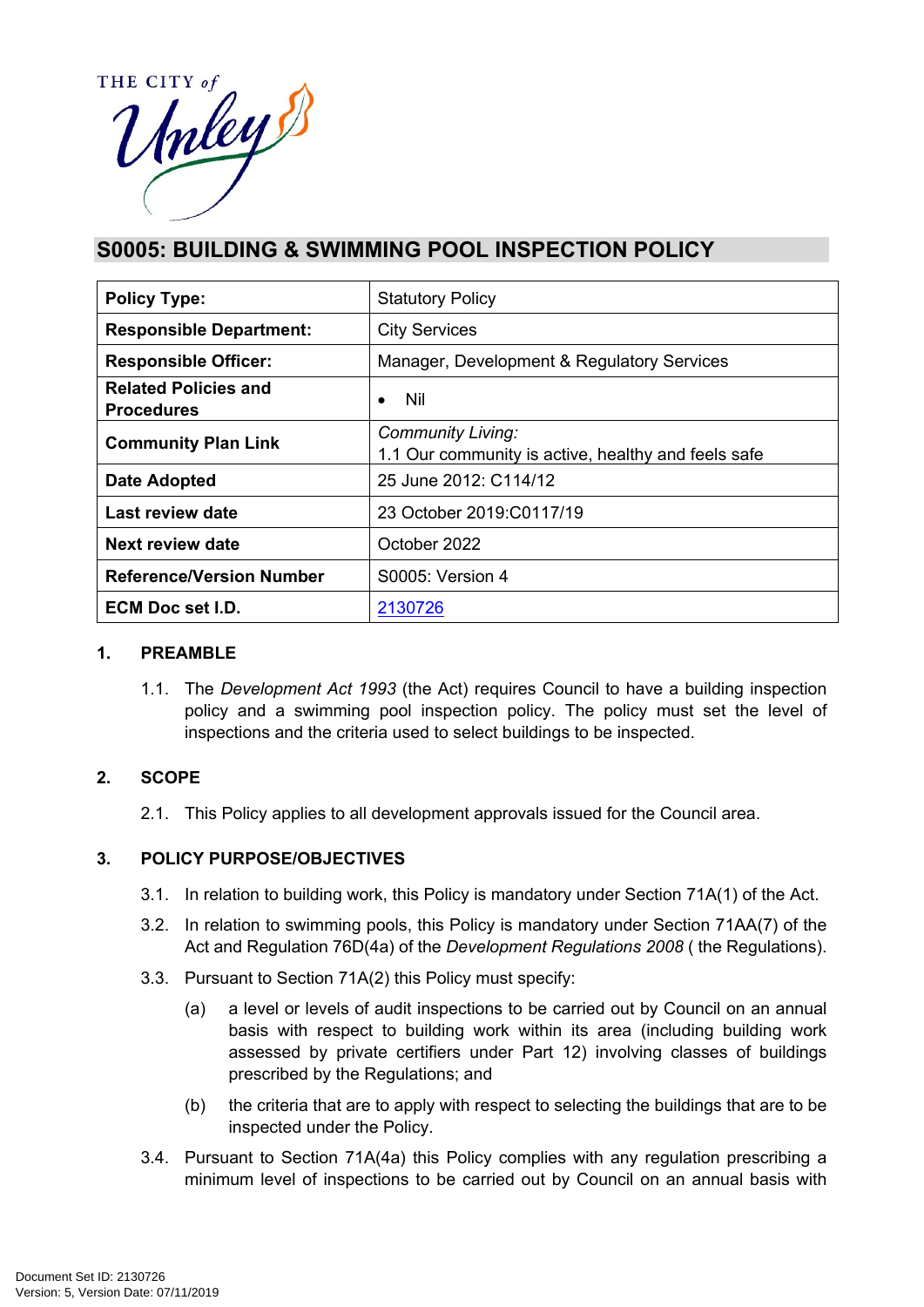THE CITY of Unley

# S0005: BUILDING & SWIMMING POOL INSPECTION POLICY

| **Policy Type:** | Statutory Policy |
|---|---|
| **Responsible Department:** | City Services |
| **Responsible Officer:** | Manager, Development & Regulatory Services |
| **Related Policies and Procedures** | • Nil |
| **Community Plan Link** | *Community Living:* 1.1 Our community is active, healthy and feels safe |
| **Date Adopted** | 25 June 2012: C114/12 |
| **Last review date** | 23 October 2019:C0117/19 |
| **Next review date** | October 2022 |
| **Reference/Version Number** | S0005: Version 4 |
| **ECM Doc set I.D.** | 2130726 |

## 1. PREAMBLE

1.1. The *Development Act 1993* (the Act) requires Council to have a building inspection policy and a swimming pool inspection policy. The policy must set the level of inspections and the criteria used to select buildings to be inspected.

## 2. SCOPE

2.1. This Policy applies to all development approvals issued for the Council area.

## 3. POLICY PURPOSE/OBJECTIVES

3.1. In relation to building work, this Policy is mandatory under Section 71A(1) of the Act.

3.2. In relation to swimming pools, this Policy is mandatory under Section 71AA(7) of the Act and Regulation 76D(4a) of the *Development Regulations 2008* ( the Regulations).

3.3. Pursuant to Section 71A(2) this Policy must specify:

(a) a level or levels of audit inspections to be carried out by Council on an annual basis with respect to building work within its area (including building work assessed by private certifiers under Part 12) involving classes of buildings prescribed by the Regulations; and

(b) the criteria that are to apply with respect to selecting the buildings that are to be inspected under the Policy.

3.4. Pursuant to Section 71A(4a) this Policy complies with any regulation prescribing a minimum level of inspections to be carried out by Council on an annual basis with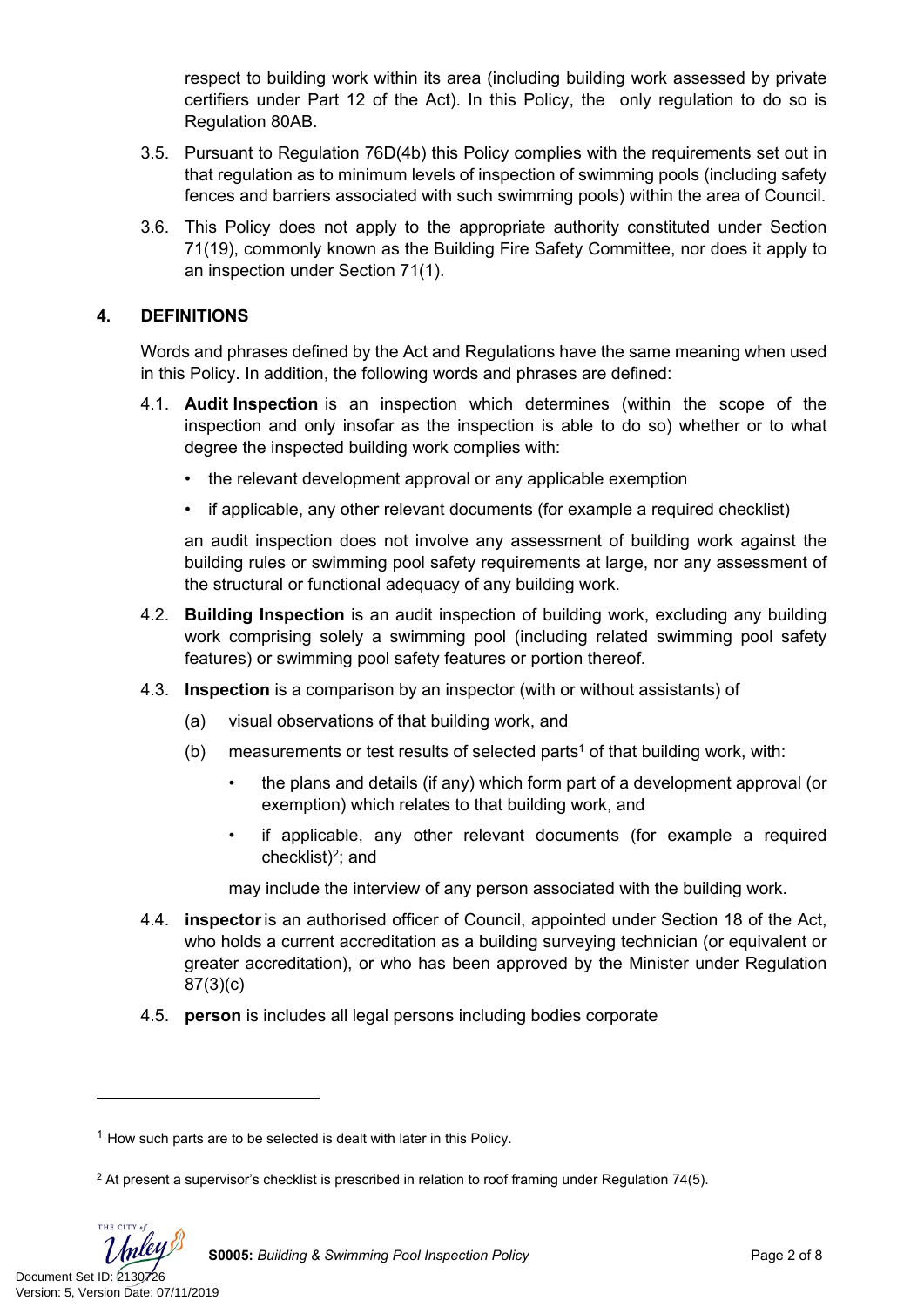respect to building work within its area (including building work assessed by private certifiers under Part 12 of the Act). In this Policy, the only regulation to do so is Regulation 80AB.

3.5. Pursuant to Regulation 76D(4b) this Policy complies with the requirements set out in that regulation as to minimum levels of inspection of swimming pools (including safety fences and barriers associated with such swimming pools) within the area of Council.

3.6. This Policy does not apply to the appropriate authority constituted under Section 71(19), commonly known as the Building Fire Safety Committee, nor does it apply to an inspection under Section 71(1).

## 4. DEFINITIONS

Words and phrases defined by the Act and Regulations have the same meaning when used in this Policy. In addition, the following words and phrases are defined:

4.1. **Audit Inspection** is an inspection which determines (within the scope of the inspection and only insofar as the inspection is able to do so) whether or to what degree the inspected building work complies with:

- the relevant development approval or any applicable exemption
- if applicable, any other relevant documents (for example a required checklist)

an audit inspection does not involve any assessment of building work against the building rules or swimming pool safety requirements at large, nor any assessment of the structural or functional adequacy of any building work.

4.2. **Building Inspection** is an audit inspection of building work, excluding any building work comprising solely a swimming pool (including related swimming pool safety features) or swimming pool safety features or portion thereof.

4.3. **Inspection** is a comparison by an inspector (with or without assistants) of

(a) visual observations of that building work, and

(b) measurements or test results of selected parts[1] of that building work, with:

- the plans and details (if any) which form part of a development approval (or exemption) which relates to that building work, and
- if applicable, any other relevant documents (for example a required checklist)[2]; and

may include the interview of any person associated with the building work.

4.4. **inspector** is an authorised officer of Council, appointed under Section 18 of the Act, who holds a current accreditation as a building surveying technician (or equivalent or greater accreditation), or who has been approved by the Minister under Regulation 87(3)(c)

4.5. **person** is includes all legal persons including bodies corporate

---

[1] How such parts are to be selected is dealt with later in this Policy.

[2] At present a supervisor's checklist is prescribed in relation to roof framing under Regulation 74(5).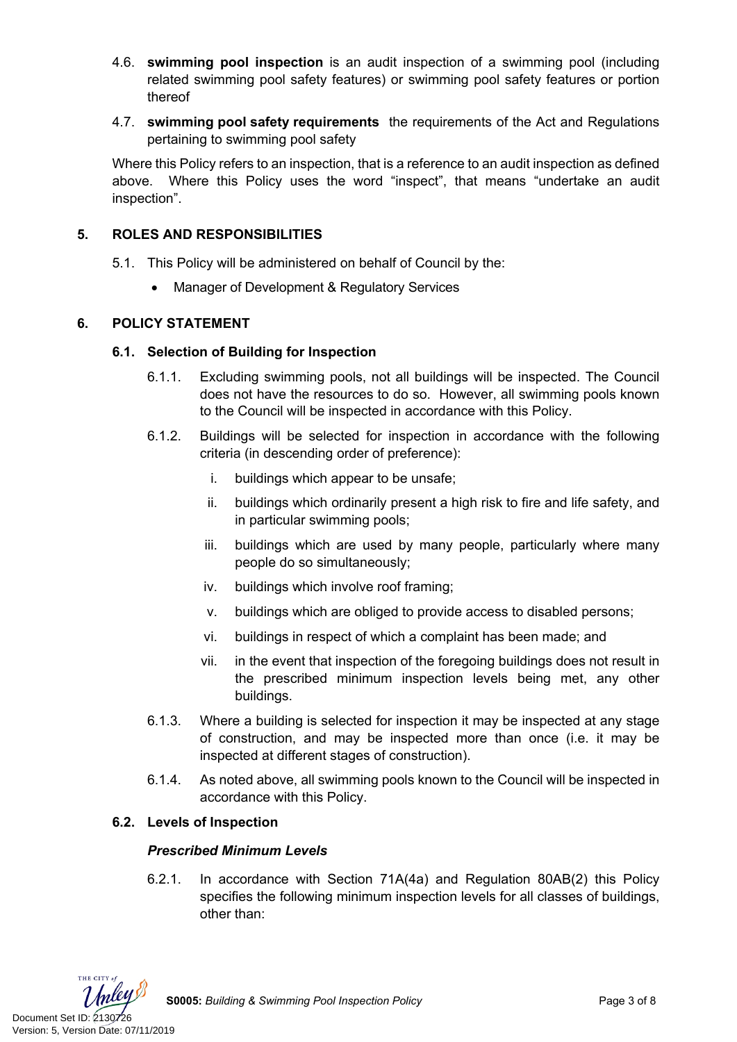4.6. **swimming pool inspection** is an audit inspection of a swimming pool (including related swimming pool safety features) or swimming pool safety features or portion thereof

4.7. **swimming pool safety requirements** the requirements of the Act and Regulations pertaining to swimming pool safety

Where this Policy refers to an inspection, that is a reference to an audit inspection as defined above. Where this Policy uses the word "inspect", that means "undertake an audit inspection".

## 5. ROLES AND RESPONSIBILITIES

5.1. This Policy will be administered on behalf of Council by the:

- Manager of Development & Regulatory Services

## 6. POLICY STATEMENT

### 6.1. Selection of Building for Inspection

6.1.1. Excluding swimming pools, not all buildings will be inspected. The Council does not have the resources to do so. However, all swimming pools known to the Council will be inspected in accordance with this Policy.

6.1.2. Buildings will be selected for inspection in accordance with the following criteria (in descending order of preference):

i. buildings which appear to be unsafe;

ii. buildings which ordinarily present a high risk to fire and life safety, and in particular swimming pools;

iii. buildings which are used by many people, particularly where many people do so simultaneously;

iv. buildings which involve roof framing;

v. buildings which are obliged to provide access to disabled persons;

vi. buildings in respect of which a complaint has been made; and

vii. in the event that inspection of the foregoing buildings does not result in the prescribed minimum inspection levels being met, any other buildings.

6.1.3. Where a building is selected for inspection it may be inspected at any stage of construction, and may be inspected more than once (i.e. it may be inspected at different stages of construction).

6.1.4. As noted above, all swimming pools known to the Council will be inspected in accordance with this Policy.

### 6.2. Levels of Inspection

***Prescribed Minimum Levels***

6.2.1. In accordance with Section 71A(4a) and Regulation 80AB(2) this Policy specifies the following minimum inspection levels for all classes of buildings, other than: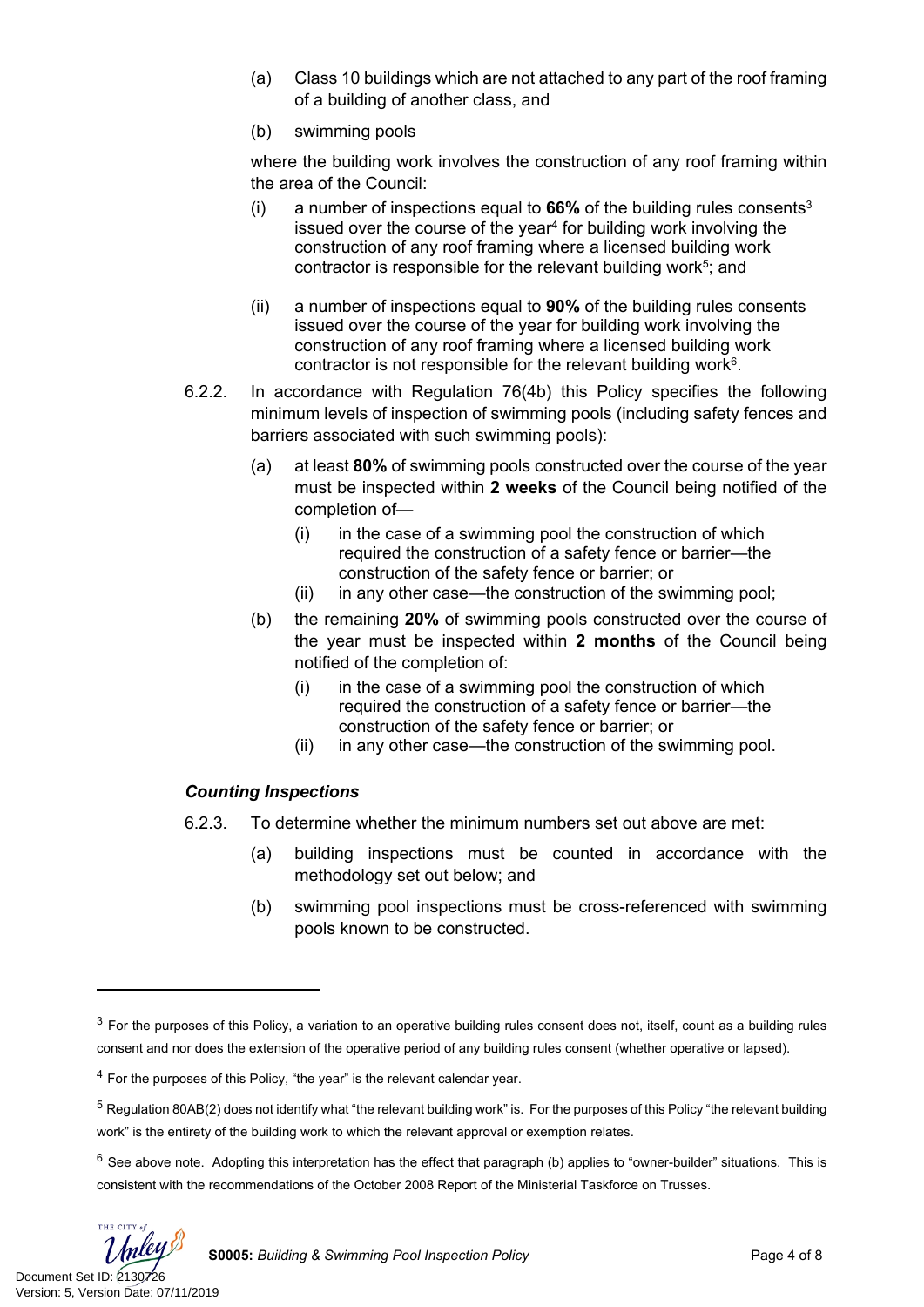(a) Class 10 buildings which are not attached to any part of the roof framing of a building of another class, and

(b) swimming pools

where the building work involves the construction of any roof framing within the area of the Council:

(i) a number of inspections equal to **66%** of the building rules consents[3] issued over the course of the year[4] for building work involving the construction of any roof framing where a licensed building work contractor is responsible for the relevant building work[5]; and

(ii) a number of inspections equal to **90%** of the building rules consents issued over the course of the year for building work involving the construction of any roof framing where a licensed building work contractor is not responsible for the relevant building work[6].

6.2.2. In accordance with Regulation 76(4b) this Policy specifies the following minimum levels of inspection of swimming pools (including safety fences and barriers associated with such swimming pools):

(a) at least **80%** of swimming pools constructed over the course of the year must be inspected within **2 weeks** of the Council being notified of the completion of—

(i) in the case of a swimming pool the construction of which required the construction of a safety fence or barrier—the construction of the safety fence or barrier; or

(ii) in any other case—the construction of the swimming pool;

(b) the remaining **20%** of swimming pools constructed over the course of the year must be inspected within **2 months** of the Council being notified of the completion of:

(i) in the case of a swimming pool the construction of which required the construction of a safety fence or barrier—the construction of the safety fence or barrier; or

(ii) in any other case—the construction of the swimming pool.

***Counting Inspections***

6.2.3. To determine whether the minimum numbers set out above are met:

(a) building inspections must be counted in accordance with the methodology set out below; and

(b) swimming pool inspections must be cross-referenced with swimming pools known to be constructed.

---

[3] For the purposes of this Policy, a variation to an operative building rules consent does not, itself, count as a building rules consent and nor does the extension of the operative period of any building rules consent (whether operative or lapsed).

[4] For the purposes of this Policy, "the year" is the relevant calendar year.

[5] Regulation 80AB(2) does not identify what "the relevant building work" is. For the purposes of this Policy "the relevant building work" is the entirety of the building work to which the relevant approval or exemption relates.

[6] See above note. Adopting this interpretation has the effect that paragraph (b) applies to "owner-builder" situations. This is consistent with the recommendations of the October 2008 Report of the Ministerial Taskforce on Trusses.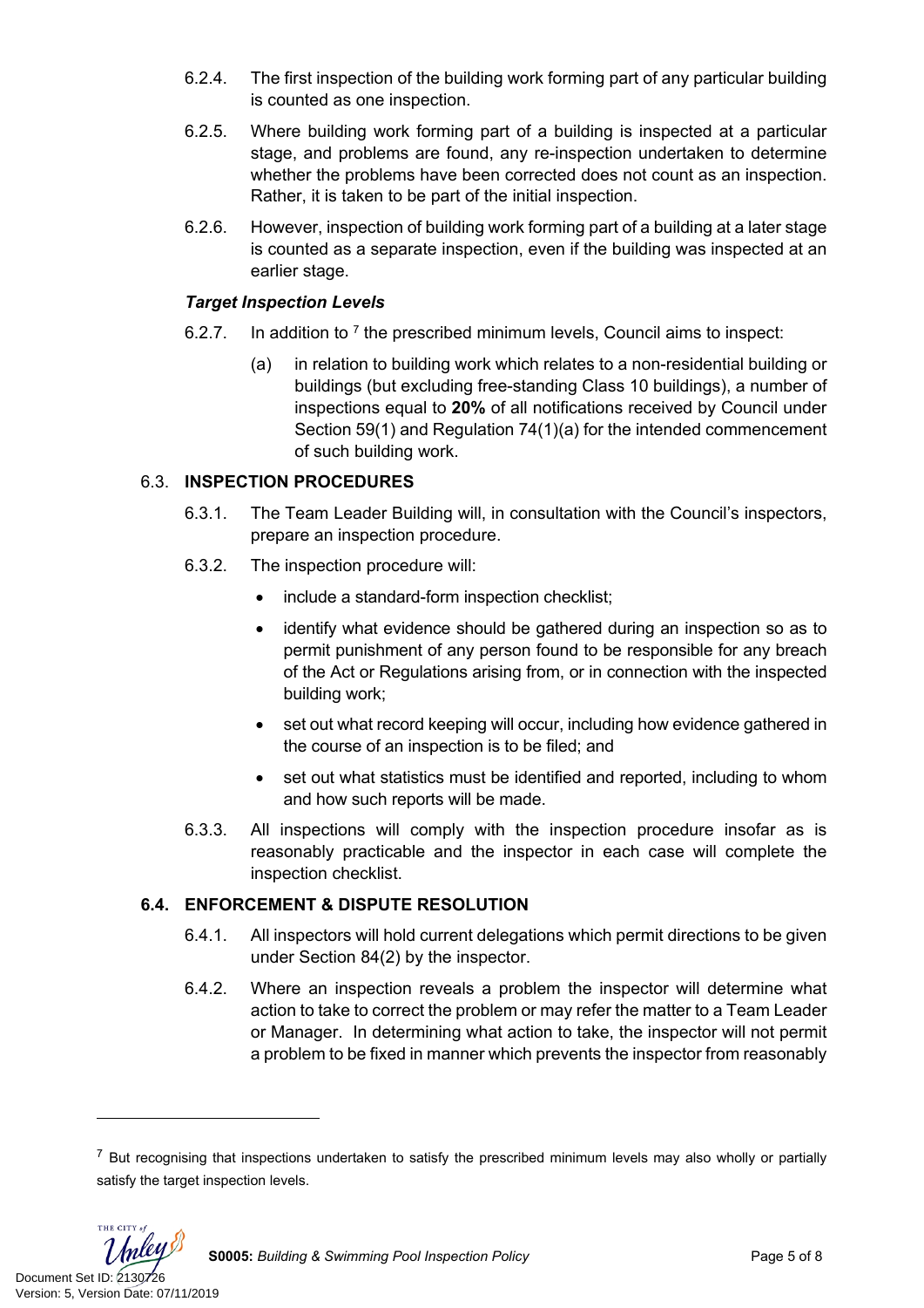6.2.4. The first inspection of the building work forming part of any particular building is counted as one inspection.

6.2.5. Where building work forming part of a building is inspected at a particular stage, and problems are found, any re-inspection undertaken to determine whether the problems have been corrected does not count as an inspection. Rather, it is taken to be part of the initial inspection.

6.2.6. However, inspection of building work forming part of a building at a later stage is counted as a separate inspection, even if the building was inspected at an earlier stage.

***Target Inspection Levels***

6.2.7. In addition to [7] the prescribed minimum levels, Council aims to inspect:

(a) in relation to building work which relates to a non-residential building or buildings (but excluding free-standing Class 10 buildings), a number of inspections equal to **20%** of all notifications received by Council under Section 59(1) and Regulation 74(1)(a) for the intended commencement of such building work.

### 6.3. INSPECTION PROCEDURES

6.3.1. The Team Leader Building will, in consultation with the Council's inspectors, prepare an inspection procedure.

6.3.2. The inspection procedure will:

- include a standard-form inspection checklist;
- identify what evidence should be gathered during an inspection so as to permit punishment of any person found to be responsible for any breach of the Act or Regulations arising from, or in connection with the inspected building work;
- set out what record keeping will occur, including how evidence gathered in the course of an inspection is to be filed; and
- set out what statistics must be identified and reported, including to whom and how such reports will be made.

6.3.3. All inspections will comply with the inspection procedure insofar as is reasonably practicable and the inspector in each case will complete the inspection checklist.

### 6.4. ENFORCEMENT & DISPUTE RESOLUTION

6.4.1. All inspectors will hold current delegations which permit directions to be given under Section 84(2) by the inspector.

6.4.2. Where an inspection reveals a problem the inspector will determine what action to take to correct the problem or may refer the matter to a Team Leader or Manager. In determining what action to take, the inspector will not permit a problem to be fixed in manner which prevents the inspector from reasonably

[7] But recognising that inspections undertaken to satisfy the prescribed minimum levels may also wholly or partially satisfy the target inspection levels.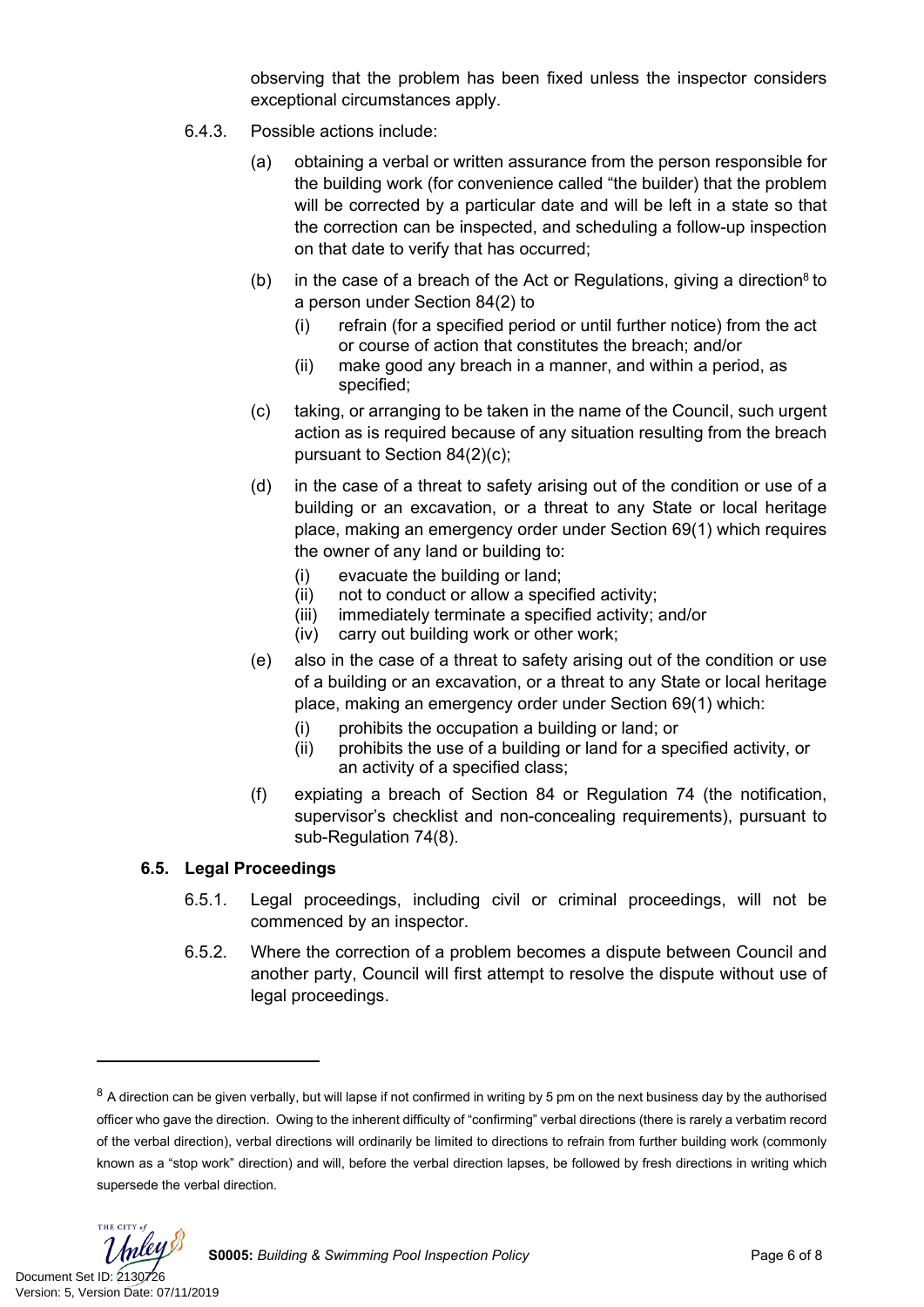observing that the problem has been fixed unless the inspector considers exceptional circumstances apply.

6.4.3. Possible actions include:

(a) obtaining a verbal or written assurance from the person responsible for the building work (for convenience called "the builder) that the problem will be corrected by a particular date and will be left in a state so that the correction can be inspected, and scheduling a follow-up inspection on that date to verify that has occurred;

(b) in the case of a breach of the Act or Regulations, giving a direction[8] to a person under Section 84(2) to

(i) refrain (for a specified period or until further notice) from the act or course of action that constitutes the breach; and/or

(ii) make good any breach in a manner, and within a period, as specified;

(c) taking, or arranging to be taken in the name of the Council, such urgent action as is required because of any situation resulting from the breach pursuant to Section 84(2)(c);

(d) in the case of a threat to safety arising out of the condition or use of a building or an excavation, or a threat to any State or local heritage place, making an emergency order under Section 69(1) which requires the owner of any land or building to:

(i) evacuate the building or land;

(ii) not to conduct or allow a specified activity;

(iii) immediately terminate a specified activity; and/or

(iv) carry out building work or other work;

(e) also in the case of a threat to safety arising out of the condition or use of a building or an excavation, or a threat to any State or local heritage place, making an emergency order under Section 69(1) which:

(i) prohibits the occupation a building or land; or

(ii) prohibits the use of a building or land for a specified activity, or an activity of a specified class;

(f) expiating a breach of Section 84 or Regulation 74 (the notification, supervisor's checklist and non-concealing requirements), pursuant to sub-Regulation 74(8).

### 6.5. Legal Proceedings

6.5.1. Legal proceedings, including civil or criminal proceedings, will not be commenced by an inspector.

6.5.2. Where the correction of a problem becomes a dispute between Council and another party, Council will first attempt to resolve the dispute without use of legal proceedings.

---

[8] A direction can be given verbally, but will lapse if not confirmed in writing by 5 pm on the next business day by the authorised officer who gave the direction. Owing to the inherent difficulty of "confirming" verbal directions (there is rarely a verbatim record of the verbal direction), verbal directions will ordinarily be limited to directions to refrain from further building work (commonly known as a "stop work" direction) and will, before the verbal direction lapses, be followed by fresh directions in writing which supersede the verbal direction.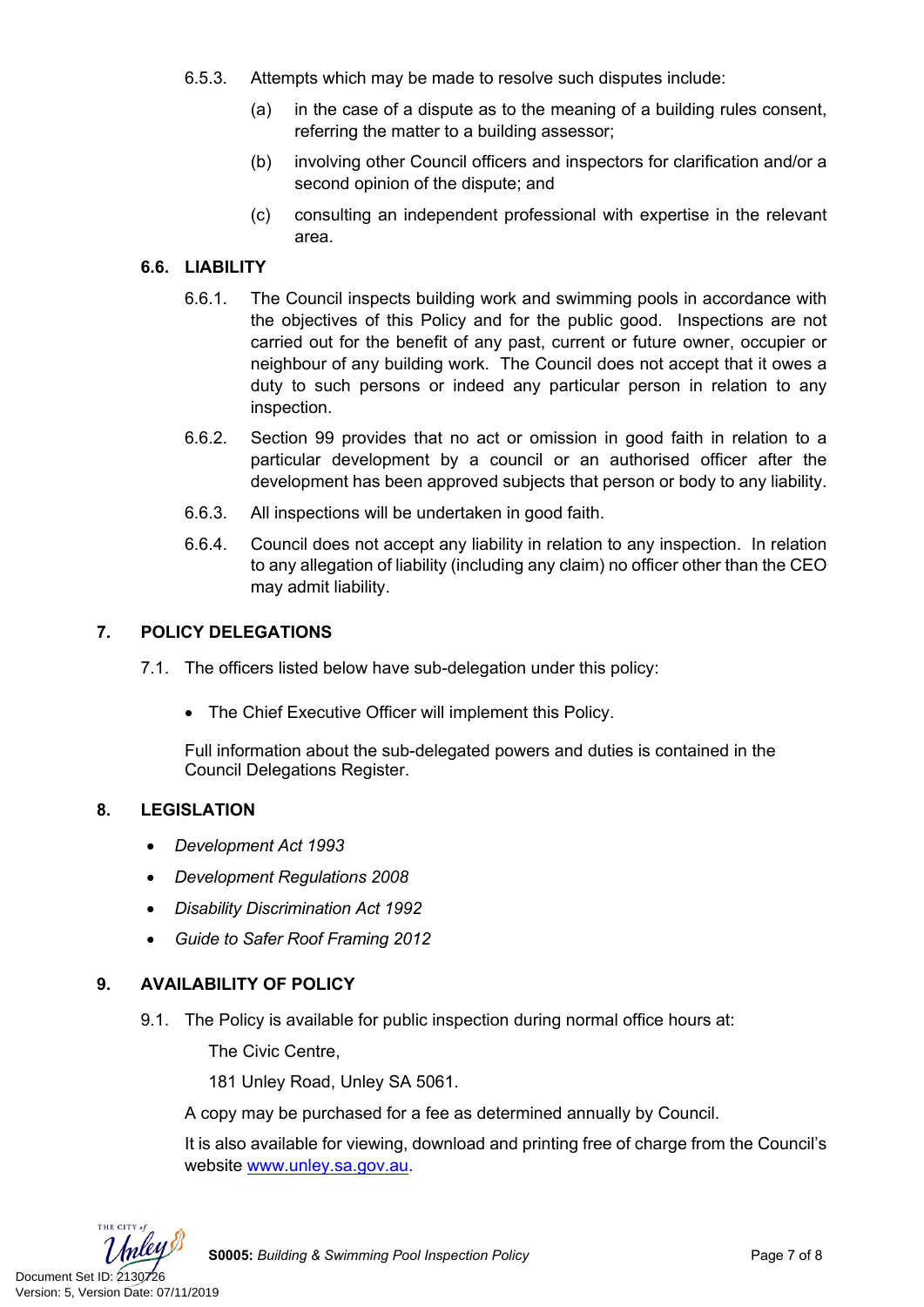6.5.3. Attempts which may be made to resolve such disputes include:

(a) in the case of a dispute as to the meaning of a building rules consent, referring the matter to a building assessor;

(b) involving other Council officers and inspectors for clarification and/or a second opinion of the dispute; and

(c) consulting an independent professional with expertise in the relevant area.

### 6.6. LIABILITY

6.6.1. The Council inspects building work and swimming pools in accordance with the objectives of this Policy and for the public good. Inspections are not carried out for the benefit of any past, current or future owner, occupier or neighbour of any building work. The Council does not accept that it owes a duty to such persons or indeed any particular person in relation to any inspection.

6.6.2. Section 99 provides that no act or omission in good faith in relation to a particular development by a council or an authorised officer after the development has been approved subjects that person or body to any liability.

6.6.3. All inspections will be undertaken in good faith.

6.6.4. Council does not accept any liability in relation to any inspection. In relation to any allegation of liability (including any claim) no officer other than the CEO may admit liability.

## 7. POLICY DELEGATIONS

7.1. The officers listed below have sub-delegation under this policy:

- The Chief Executive Officer will implement this Policy.

Full information about the sub-delegated powers and duties is contained in the Council Delegations Register.

## 8. LEGISLATION

- *Development Act 1993*
- *Development Regulations 2008*
- *Disability Discrimination Act 1992*
- *Guide to Safer Roof Framing 2012*

## 9. AVAILABILITY OF POLICY

9.1. The Policy is available for public inspection during normal office hours at:

The Civic Centre,

181 Unley Road, Unley SA 5061.

A copy may be purchased for a fee as determined annually by Council.

It is also available for viewing, download and printing free of charge from the Council's website www.unley.sa.gov.au.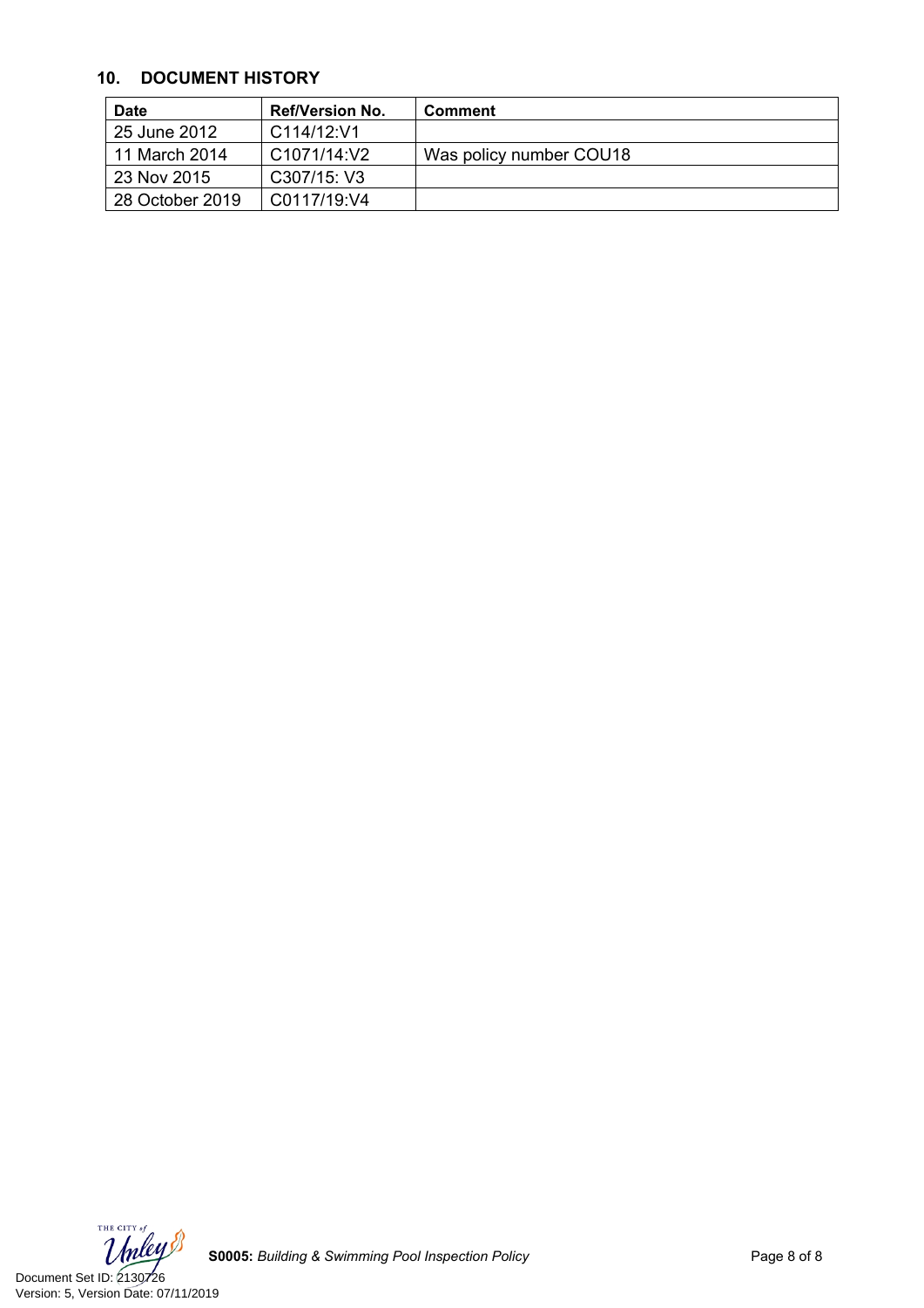## 10. DOCUMENT HISTORY

| Date | Ref/Version No. | Comment |
|---|---|---|
| 25 June 2012 | C114/12:V1 | |
| 11 March 2014 | C1071/14:V2 | Was policy number COU18 |
| 23 Nov 2015 | C307/15: V3 | |
| 28 October 2019 | C0117/19:V4 | |